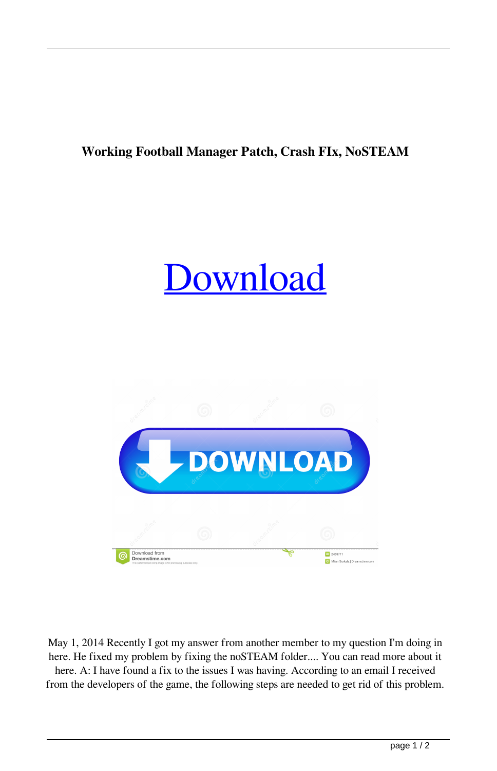**Working Football Manager Patch, Crash FIx, NoSTEAM**

Download

May 1, 2014 Recently I got my answer from another member to my question I'm doing in here. He fixed my problem by fixing the noSTEAM folder.... You can read more about it here. A: I have found a fix to the issues I was having. According to an email I received from the developers of the game, the following steps are needed to get rid of this problem.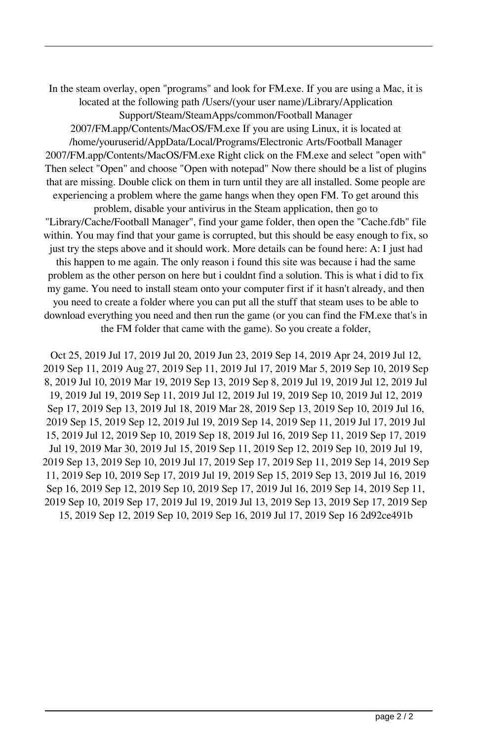In the steam overlay, open "programs" and look for FM.exe. If you are using a Mac, it is located at the following path /Users/(your user name)/Library/Application Support/Steam/SteamApps/common/Football Manager 2007/FM.app/Contents/MacOS/FM.exe If you are using Linux, it is located at /home/youruserid/AppData/Local/Programs/Electronic Arts/Football Manager 2007/FM.app/Contents/MacOS/FM.exe Right click on the FM.exe and select "open with" Then select "Open" and choose "Open with notepad" Now there should be a list of plugins that are missing. Double click on them in turn until they are all installed. Some people are experiencing a problem where the game hangs when they open FM. To get around this problem, disable your antivirus in the Steam application, then go to "Library/Cache/Football Manager", find your game folder, then open the "Cache.fdb" file within. You may find that your game is corrupted, but this should be easy enough to fix, so just try the steps above and it should work. More details can be found here: A: I just had this happen to me again. The only reason i found this site was because i had the same problem as the other person on here but i couldnt find a solution. This is what i did to fix my game. You need to install steam onto your computer first if it hasn't already, and then you need to create a folder where you can put all the stuff that steam uses to be able to download everything you need and then run the game (or you can find the FM.exe that's in the FM folder that came with the game). So you create a folder,

Oct 25, 2019 Jul 17, 2019 Jul 20, 2019 Jun 23, 2019 Sep 14, 2019 Apr 24, 2019 Jul 12, 2019 Sep 11, 2019 Aug 27, 2019 Sep 11, 2019 Jul 17, 2019 Mar 5, 2019 Sep 10, 2019 Sep 8, 2019 Jul 10, 2019 Mar 19, 2019 Sep 13, 2019 Sep 8, 2019 Jul 19, 2019 Jul 12, 2019 Jul 19, 2019 Jul 19, 2019 Sep 11, 2019 Jul 12, 2019 Jul 19, 2019 Sep 10, 2019 Jul 12, 2019 Sep 17, 2019 Sep 13, 2019 Jul 18, 2019 Mar 28, 2019 Sep 13, 2019 Sep 10, 2019 Jul 16, 2019 Sep 15, 2019 Sep 12, 2019 Jul 19, 2019 Sep 14, 2019 Sep 11, 2019 Jul 17, 2019 Jul 15, 2019 Jul 12, 2019 Sep 10, 2019 Sep 18, 2019 Jul 16, 2019 Sep 11, 2019 Sep 17, 2019 Jul 19, 2019 Mar 30, 2019 Jul 15, 2019 Sep 11, 2019 Sep 12, 2019 Sep 10, 2019 Jul 19, 2019 Sep 13, 2019 Sep 10, 2019 Jul 17, 2019 Sep 17, 2019 Sep 11, 2019 Sep 14, 2019 Sep 11, 2019 Sep 10, 2019 Sep 17, 2019 Jul 19, 2019 Sep 15, 2019 Sep 13, 2019 Jul 16, 2019 Sep 16, 2019 Sep 12, 2019 Sep 10, 2019 Sep 17, 2019 Jul 16, 2019 Sep 14, 2019 Sep 11, 2019 Sep 10, 2019 Sep 17, 2019 Jul 19, 2019 Jul 13, 2019 Sep 13, 2019 Sep 17, 2019 Sep 15, 2019 Sep 12, 2019 Sep 10, 2019 Sep 16, 2019 Jul 17, 2019 Sep 16 2d92ce491b